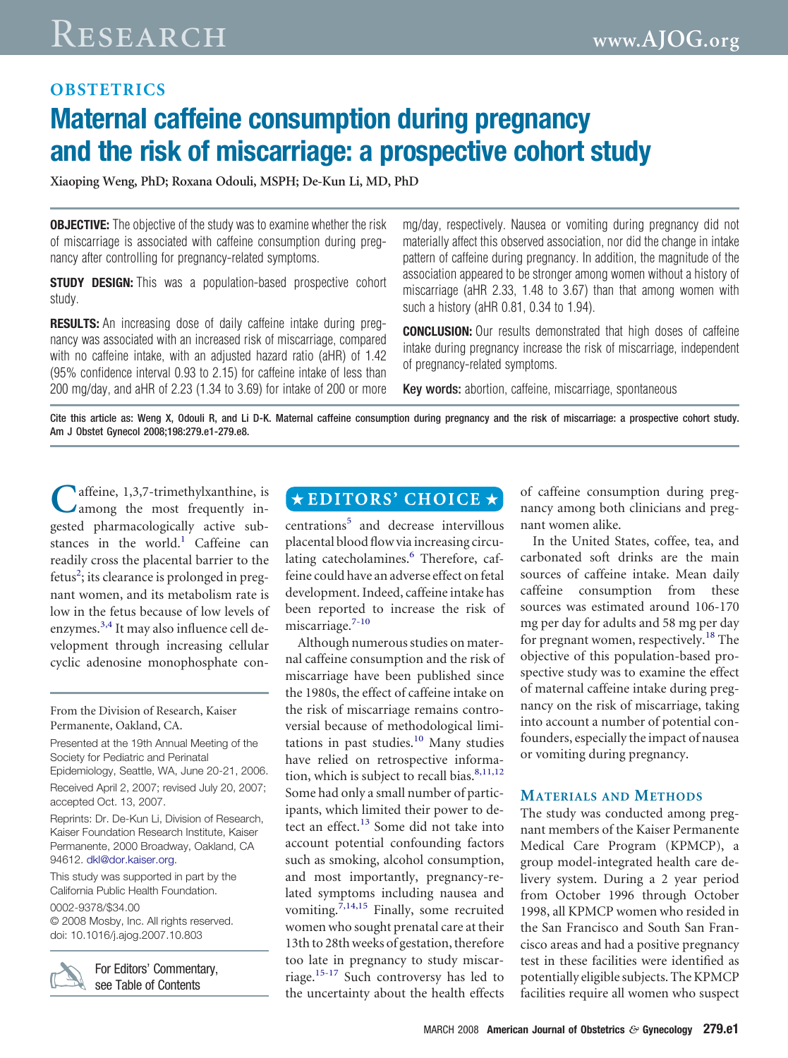OBSTETRICS

# Maternal caffeine consumption during pregnancy and the risk of miscarriage: a prospective cohort study

**Xiaoping Weng, PhD; Roxana Odouli, MSPH; De-Kun Li, MD, PhD**

**OBJECTIVE:** The objective of the study was to examine whether the risk of miscarriage is associated with caffeine consumption during pregnancy after controlling for pregnancy-related symptoms.

**STUDY DESIGN:** This was a population-based prospective cohort study.

**RESULTS:** An increasing dose of daily caffeine intake during pregnancy was associated with an increased risk of miscarriage, compared with no caffeine intake, with an adjusted hazard ratio (aHR) of 1.42 (95% confidence interval 0.93 to 2.15) for caffeine intake of less than 200 mg/day, and aHR of 2.23 (1.34 to 3.69) for intake of 200 or more mg/day, respectively. Nausea or vomiting during pregnancy did not materially affect this observed association, nor did the change in intake pattern of caffeine during pregnancy. In addition, the magnitude of the association appeared to be stronger among women without a history of miscarriage (aHR 2.33, 1.48 to 3.67) than that among women with such a history (aHR 0.81, 0.34 to 1.94).

**CONCLUSION:** Our results demonstrated that high doses of caffeine intake during pregnancy increase the risk of miscarriage, independent of pregnancy-related symptoms.

**Key words:** abortion, caffeine, miscarriage, spontaneous

Cite this article as: Weng X, Odouli R, and Li D-K. Maternal caffeine consumption during pregnancy and the risk of miscarriage: a prospective cohort study. Am J Obstet Gynecol 2008;198:279.e1-279.e8.

★ EDITORS' CHOICE ★

Caffeine, 1,3,7-trimethylxanthine, is among the most frequently ingested pharmacologically active substances in the world.[1] Caffeine can readily cross the placental barrier to the fetus[2]; its clearance is prolonged in pregnant women, and its metabolism rate is low in the fetus because of low levels of enzymes.[3,4] It may also influence cell development through increasing cellular cyclic adenosine monophosphate concentrations[5] and decrease intervillous placental blood flow via increasing circulating catecholamines.[6] Therefore, caffeine could have an adverse effect on fetal development. Indeed, caffeine intake has been reported to increase the risk of miscarriage.[7-10]

Although numerous studies on maternal caffeine consumption and the risk of miscarriage have been published since the 1980s, the effect of caffeine intake on the risk of miscarriage remains controversial because of methodological limitations in past studies.[10] Many studies have relied on retrospective information, which is subject to recall bias.[8,11,12] Some had only a small number of participants, which limited their power to detect an effect.[13] Some did not take into account potential confounding factors such as smoking, alcohol consumption, and most importantly, pregnancy-related symptoms including nausea and vomiting.[7,14,15] Finally, some recruited women who sought prenatal care at their 13th to 28th weeks of gestation, therefore too late in pregnancy to study miscarriage.[15-17] Such controversy has led to the uncertainty about the health effects of caffeine consumption during pregnancy among both clinicians and pregnant women alike.

In the United States, coffee, tea, and carbonated soft drinks are the main sources of caffeine intake. Mean daily caffeine consumption from these sources was estimated around 106-170 mg per day for adults and 58 mg per day for pregnant women, respectively.[18] The objective of this population-based prospective study was to examine the effect of maternal caffeine intake during pregnancy on the risk of miscarriage, taking into account a number of potential confounders, especially the impact of nausea or vomiting during pregnancy.

## Materials and Methods

The study was conducted among pregnant members of the Kaiser Permanente Medical Care Program (KPMCP), a group model-integrated health care delivery system. During a 2 year period from October 1996 through October 1998, all KPMCP women who resided in the San Francisco and South San Francisco areas and had a positive pregnancy test in these facilities were identified as potentially eligible subjects. The KPMCP facilities require all women who suspect

From the Division of Research, Kaiser Permanente, Oakland, CA.

Presented at the 19th Annual Meeting of the Society for Pediatric and Perinatal Epidemiology, Seattle, WA, June 20-21, 2006.

Received April 2, 2007; revised July 20, 2007; accepted Oct. 13, 2007.

Reprints: Dr. De-Kun Li, Division of Research, Kaiser Foundation Research Institute, Kaiser Permanente, 2000 Broadway, Oakland, CA 94612. dkl@dor.kaiser.org.

This study was supported in part by the California Public Health Foundation.

0002-9378/$34.00

© 2008 Mosby, Inc. All rights reserved.

doi: 10.1016/j.ajog.2007.10.803

For Editors' Commentary, see Table of Contents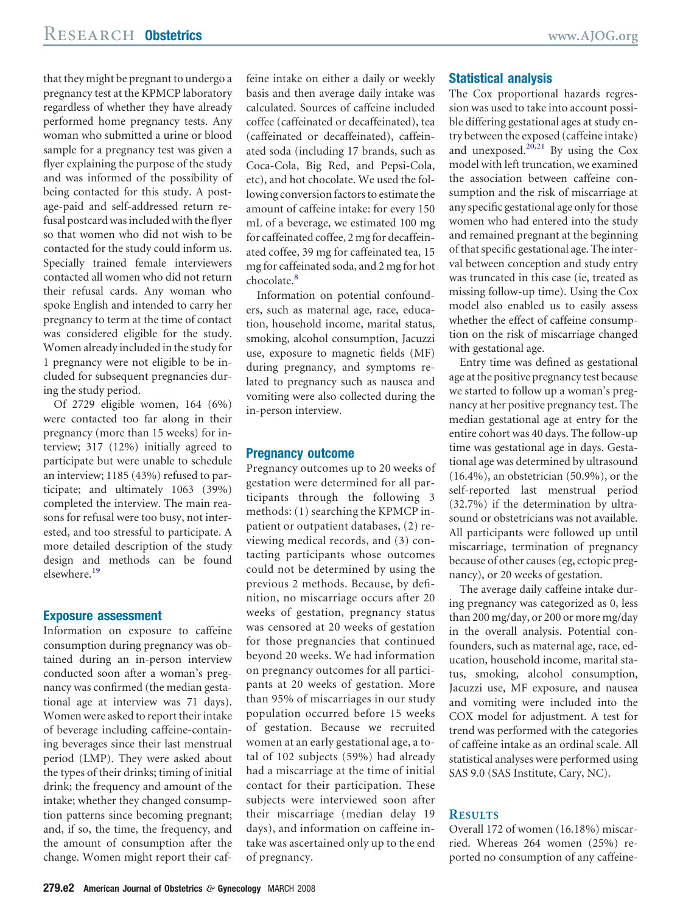that they might be pregnant to undergo a pregnancy test at the KPMCP laboratory regardless of whether they have already performed home pregnancy tests. Any woman who submitted a urine or blood sample for a pregnancy test was given a flyer explaining the purpose of the study and was informed of the possibility of being contacted for this study. A postage-paid and self-addressed return refusal postcard was included with the flyer so that women who did not wish to be contacted for the study could inform us. Specially trained female interviewers contacted all women who did not return their refusal cards. Any woman who spoke English and intended to carry her pregnancy to term at the time of contact was considered eligible for the study. Women already included in the study for 1 pregnancy were not eligible to be included for subsequent pregnancies during the study period.

Of 2729 eligible women, 164 (6%) were contacted too far along in their pregnancy (more than 15 weeks) for interview; 317 (12%) initially agreed to participate but were unable to schedule an interview; 1185 (43%) refused to participate; and ultimately 1063 (39%) completed the interview. The main reasons for refusal were too busy, not interested, and too stressful to participate. A more detailed description of the study design and methods can be found elsewhere.[19]

## Exposure assessment

Information on exposure to caffeine consumption during pregnancy was obtained during an in-person interview conducted soon after a woman's pregnancy was confirmed (the median gestational age at interview was 71 days). Women were asked to report their intake of beverage including caffeine-containing beverages since their last menstrual period (LMP). They were asked about the types of their drinks; timing of initial drink; the frequency and amount of the intake; whether they changed consumption patterns since becoming pregnant; and, if so, the time, the frequency, and the amount of consumption after the change. Women might report their caffeine intake on either a daily or weekly basis and then average daily intake was calculated. Sources of caffeine included coffee (caffeinated or decaffeinated), tea (caffeinated or decaffeinated), caffeinated soda (including 17 brands, such as Coca-Cola, Big Red, and Pepsi-Cola, etc), and hot chocolate. We used the following conversion factors to estimate the amount of caffeine intake: for every 150 mL of a beverage, we estimated 100 mg for caffeinated coffee, 2 mg for decaffeinated coffee, 39 mg for caffeinated tea, 15 mg for caffeinated soda, and 2 mg for hot chocolate.[8]

Information on potential confounders, such as maternal age, race, education, household income, marital status, smoking, alcohol consumption, Jacuzzi use, exposure to magnetic fields (MF) during pregnancy, and symptoms related to pregnancy such as nausea and vomiting were also collected during the in-person interview.

## Pregnancy outcome

Pregnancy outcomes up to 20 weeks of gestation were determined for all participants through the following 3 methods: (1) searching the KPMCP inpatient or outpatient databases, (2) reviewing medical records, and (3) contacting participants whose outcomes could not be determined by using the previous 2 methods. Because, by definition, no miscarriage occurs after 20 weeks of gestation, pregnancy status was censored at 20 weeks of gestation for those pregnancies that continued beyond 20 weeks. We had information on pregnancy outcomes for all participants at 20 weeks of gestation. More than 95% of miscarriages in our study population occurred before 15 weeks of gestation. Because we recruited women at an early gestational age, a total of 102 subjects (59%) had already had a miscarriage at the time of initial contact for their participation. These subjects were interviewed soon after their miscarriage (median delay 19 days), and information on caffeine intake was ascertained only up to the end of pregnancy.

## Statistical analysis

The Cox proportional hazards regression was used to take into account possible differing gestational ages at study entry between the exposed (caffeine intake) and unexposed.[20,21] By using the Cox model with left truncation, we examined the association between caffeine consumption and the risk of miscarriage at any specific gestational age only for those women who had entered into the study and remained pregnant at the beginning of that specific gestational age. The interval between conception and study entry was truncated in this case (ie, treated as missing follow-up time). Using the Cox model also enabled us to easily assess whether the effect of caffeine consumption on the risk of miscarriage changed with gestational age.

Entry time was defined as gestational age at the positive pregnancy test because we started to follow up a woman's pregnancy at her positive pregnancy test. The median gestational age at entry for the entire cohort was 40 days. The follow-up time was gestational age in days. Gestational age was determined by ultrasound (16.4%), an obstetrician (50.9%), or the self-reported last menstrual period (32.7%) if the determination by ultrasound or obstetricians was not available. All participants were followed up until miscarriage, termination of pregnancy because of other causes (eg, ectopic pregnancy), or 20 weeks of gestation.

The average daily caffeine intake during pregnancy was categorized as 0, less than 200 mg/day, or 200 or more mg/day in the overall analysis. Potential confounders, such as maternal age, race, education, household income, marital status, smoking, alcohol consumption, Jacuzzi use, MF exposure, and nausea and vomiting were included into the COX model for adjustment. A test for trend was performed with the categories of caffeine intake as an ordinal scale. All statistical analyses were performed using SAS 9.0 (SAS Institute, Cary, NC).

# Results

Overall 172 of women (16.18%) miscarried. Whereas 264 women (25%) reported no consumption of any caffeine-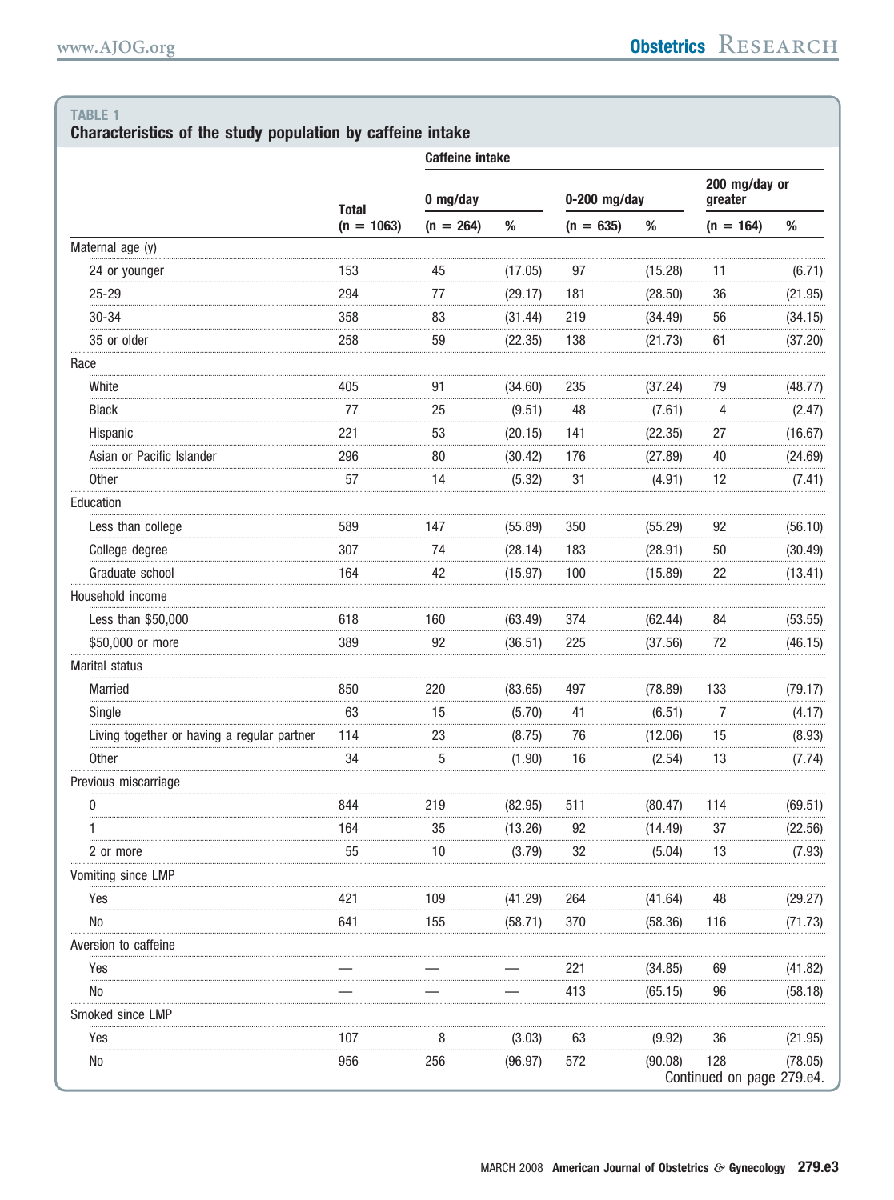**TABLE 1**
**Characteristics of the study population by caffeine intake**

| | Total | Caffeine intake | | | | | |
|---|---|---|---|---|---|---|---|
| | | 0 mg/day | | 0-200 mg/day | | 200 mg/day or greater | |
| | (n = 1063) | (n = 264) | % | (n = 635) | % | (n = 164) | % |
| Maternal age (y) | | | | | | | |
| 24 or younger | 153 | 45 | (17.05) | 97 | (15.28) | 11 | (6.71) |
| 25-29 | 294 | 77 | (29.17) | 181 | (28.50) | 36 | (21.95) |
| 30-34 | 358 | 83 | (31.44) | 219 | (34.49) | 56 | (34.15) |
| 35 or older | 258 | 59 | (22.35) | 138 | (21.73) | 61 | (37.20) |
| Race | | | | | | | |
| White | 405 | 91 | (34.60) | 235 | (37.24) | 79 | (48.77) |
| Black | 77 | 25 | (9.51) | 48 | (7.61) | 4 | (2.47) |
| Hispanic | 221 | 53 | (20.15) | 141 | (22.35) | 27 | (16.67) |
| Asian or Pacific Islander | 296 | 80 | (30.42) | 176 | (27.89) | 40 | (24.69) |
| Other | 57 | 14 | (5.32) | 31 | (4.91) | 12 | (7.41) |
| Education | | | | | | | |
| Less than college | 589 | 147 | (55.89) | 350 | (55.29) | 92 | (56.10) |
| College degree | 307 | 74 | (28.14) | 183 | (28.91) | 50 | (30.49) |
| Graduate school | 164 | 42 | (15.97) | 100 | (15.89) | 22 | (13.41) |
| Household income | | | | | | | |
| Less than $50,000 | 618 | 160 | (63.49) | 374 | (62.44) | 84 | (53.55) |
| $50,000 or more | 389 | 92 | (36.51) | 225 | (37.56) | 72 | (46.15) |
| Marital status | | | | | | | |
| Married | 850 | 220 | (83.65) | 497 | (78.89) | 133 | (79.17) |
| Single | 63 | 15 | (5.70) | 41 | (6.51) | 7 | (4.17) |
| Living together or having a regular partner | 114 | 23 | (8.75) | 76 | (12.06) | 15 | (8.93) |
| Other | 34 | 5 | (1.90) | 16 | (2.54) | 13 | (7.74) |
| Previous miscarriage | | | | | | | |
| 0 | 844 | 219 | (82.95) | 511 | (80.47) | 114 | (69.51) |
| 1 | 164 | 35 | (13.26) | 92 | (14.49) | 37 | (22.56) |
| 2 or more | 55 | 10 | (3.79) | 32 | (5.04) | 13 | (7.93) |
| Vomiting since LMP | | | | | | | |
| Yes | 421 | 109 | (41.29) | 264 | (41.64) | 48 | (29.27) |
| No | 641 | 155 | (58.71) | 370 | (58.36) | 116 | (71.73) |
| Aversion to caffeine | | | | | | | |
| Yes | — | — | — | 221 | (34.85) | 69 | (41.82) |
| No | — | — | — | 413 | (65.15) | 96 | (58.18) |
| Smoked since LMP | | | | | | | |
| Yes | 107 | 8 | (3.03) | 63 | (9.92) | 36 | (21.95) |
| No | 956 | 256 | (96.97) | 572 | (90.08) | 128 | (78.05) |

Continued on page 279.e4.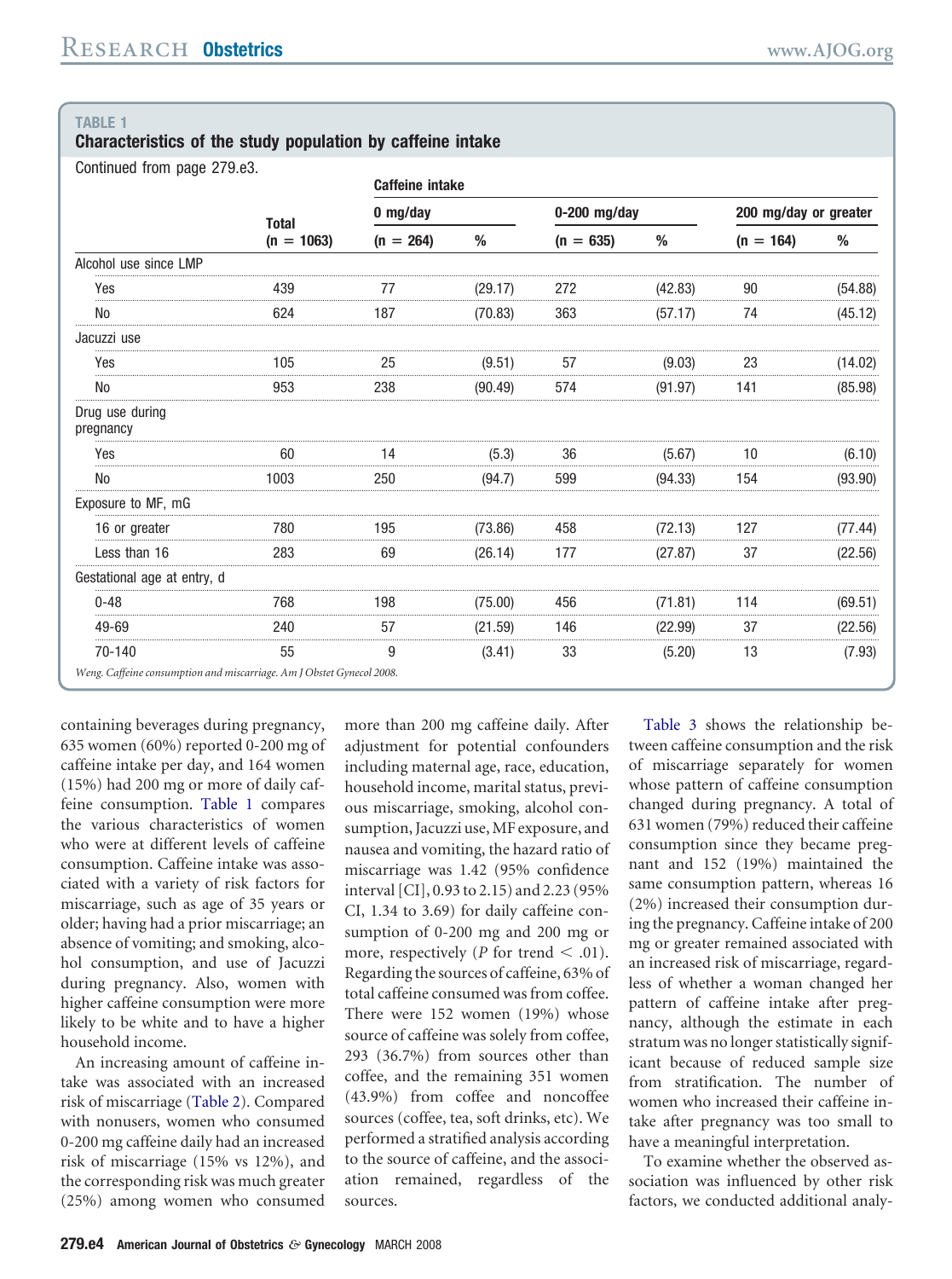**TABLE 1**
**Characteristics of the study population by caffeine intake**

Continued from page 279.e3.

| | Total | Caffeine intake | | | | | |
|---|---|---|---|---|---|---|---|
| | | 0 mg/day | | 0-200 mg/day | | 200 mg/day or greater | |
| | (n = 1063) | (n = 264) | % | (n = 635) | % | (n = 164) | % |
| Alcohol use since LMP | | | | | | | |
| Yes | 439 | 77 | (29.17) | 272 | (42.83) | 90 | (54.88) |
| No | 624 | 187 | (70.83) | 363 | (57.17) | 74 | (45.12) |
| Jacuzzi use | | | | | | | |
| Yes | 105 | 25 | (9.51) | 57 | (9.03) | 23 | (14.02) |
| No | 953 | 238 | (90.49) | 574 | (91.97) | 141 | (85.98) |
| Drug use during pregnancy | | | | | | | |
| Yes | 60 | 14 | (5.3) | 36 | (5.67) | 10 | (6.10) |
| No | 1003 | 250 | (94.7) | 599 | (94.33) | 154 | (93.90) |
| Exposure to MF, mG | | | | | | | |
| 16 or greater | 780 | 195 | (73.86) | 458 | (72.13) | 127 | (77.44) |
| Less than 16 | 283 | 69 | (26.14) | 177 | (27.87) | 37 | (22.56) |
| Gestational age at entry, d | | | | | | | |
| 0-48 | 768 | 198 | (75.00) | 456 | (71.81) | 114 | (69.51) |
| 49-69 | 240 | 57 | (21.59) | 146 | (22.99) | 37 | (22.56) |
| 70-140 | 55 | 9 | (3.41) | 33 | (5.20) | 13 | (7.93) |

*Weng. Caffeine consumption and miscarriage. Am J Obstet Gynecol 2008.*

containing beverages during pregnancy, 635 women (60%) reported 0-200 mg of caffeine intake per day, and 164 women (15%) had 200 mg or more of daily caffeine consumption. Table 1 compares the various characteristics of women who were at different levels of caffeine consumption. Caffeine intake was associated with a variety of risk factors for miscarriage, such as age of 35 years or older; having had a prior miscarriage; an absence of vomiting; and smoking, alcohol consumption, and use of Jacuzzi during pregnancy. Also, women with higher caffeine consumption were more likely to be white and to have a higher household income.

An increasing amount of caffeine intake was associated with an increased risk of miscarriage (Table 2). Compared with nonusers, women who consumed 0-200 mg caffeine daily had an increased risk of miscarriage (15% vs 12%), and the corresponding risk was much greater (25%) among women who consumed more than 200 mg caffeine daily. After adjustment for potential confounders including maternal age, race, education, household income, marital status, previous miscarriage, smoking, alcohol consumption, Jacuzzi use, MF exposure, and nausea and vomiting, the hazard ratio of miscarriage was 1.42 (95% confidence interval [CI], 0.93 to 2.15) and 2.23 (95% CI, 1.34 to 3.69) for daily caffeine consumption of 0-200 mg and 200 mg or more, respectively (*P* for trend $< .01$). Regarding the sources of caffeine, 63% of total caffeine consumed was from coffee. There were 152 women (19%) whose source of caffeine was solely from coffee, 293 (36.7%) from sources other than coffee, and the remaining 351 women (43.9%) from coffee and noncoffee sources (coffee, tea, soft drinks, etc). We performed a stratified analysis according to the source of caffeine, and the association remained, regardless of the sources.

Table 3 shows the relationship between caffeine consumption and the risk of miscarriage separately for women whose pattern of caffeine consumption changed during pregnancy. A total of 631 women (79%) reduced their caffeine consumption since they became pregnant and 152 (19%) maintained the same consumption pattern, whereas 16 (2%) increased their consumption during the pregnancy. Caffeine intake of 200 mg or greater remained associated with an increased risk of miscarriage, regardless of whether a woman changed her pattern of caffeine intake after pregnancy, although the estimate in each stratum was no longer statistically significant because of reduced sample size from stratification. The number of women who increased their caffeine intake after pregnancy was too small to have a meaningful interpretation.

To examine whether the observed association was influenced by other risk factors, we conducted additional analy-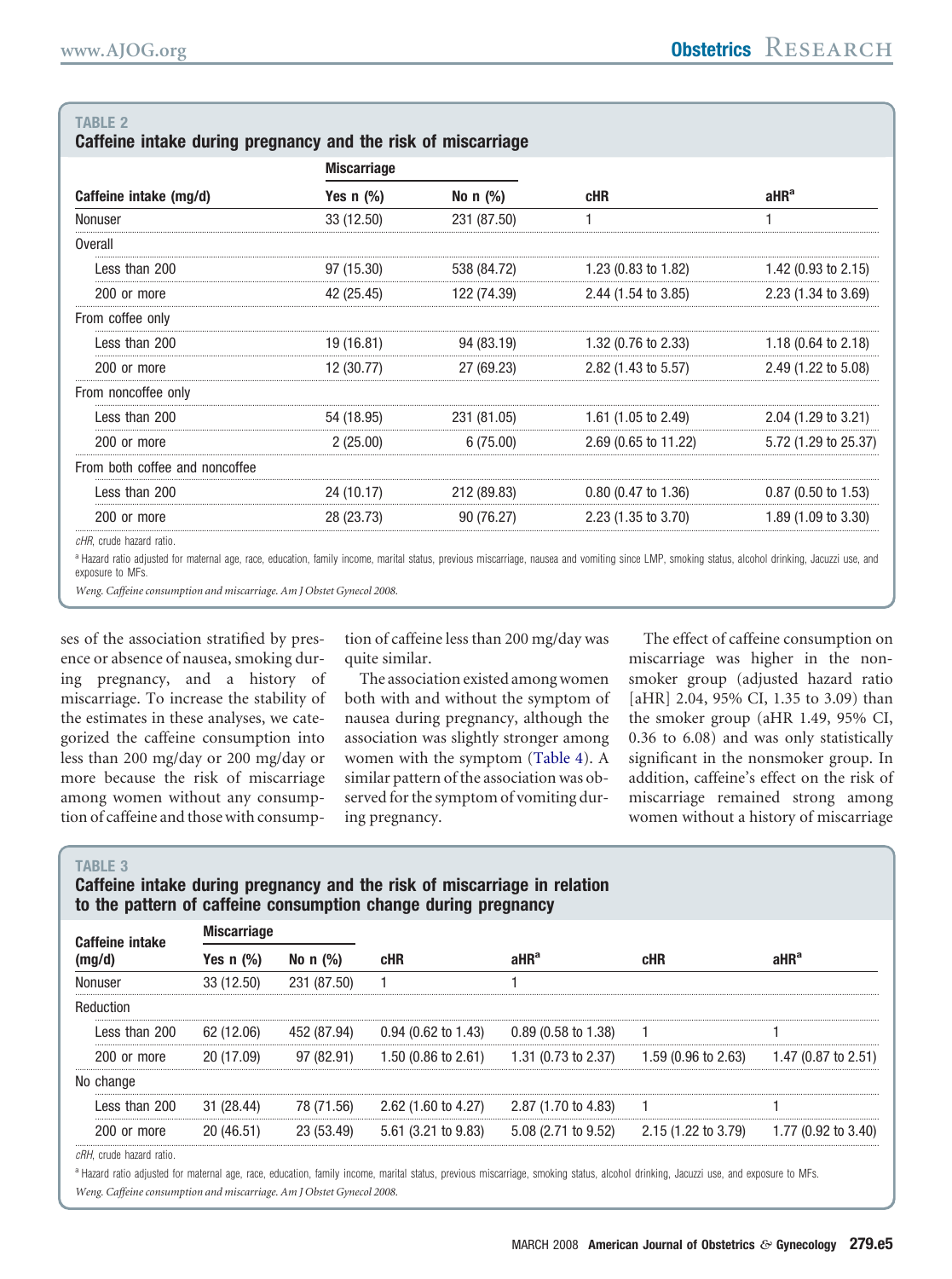**TABLE 2**
**Caffeine intake during pregnancy and the risk of miscarriage**

| Caffeine intake (mg/d) | Miscarriage Yes n (%) | Miscarriage No n (%) | cHR | aHR[a] |
|---|---|---|---|---|
| Nonuser | 33 (12.50) | 231 (87.50) | 1 | 1 |
| Overall | | | | |
| Less than 200 | 97 (15.30) | 538 (84.72) | 1.23 (0.83 to 1.82) | 1.42 (0.93 to 2.15) |
| 200 or more | 42 (25.45) | 122 (74.39) | 2.44 (1.54 to 3.85) | 2.23 (1.34 to 3.69) |
| From coffee only | | | | |
| Less than 200 | 19 (16.81) | 94 (83.19) | 1.32 (0.76 to 2.33) | 1.18 (0.64 to 2.18) |
| 200 or more | 12 (30.77) | 27 (69.23) | 2.82 (1.43 to 5.57) | 2.49 (1.22 to 5.08) |
| From noncoffee only | | | | |
| Less than 200 | 54 (18.95) | 231 (81.05) | 1.61 (1.05 to 2.49) | 2.04 (1.29 to 3.21) |
| 200 or more | 2 (25.00) | 6 (75.00) | 2.69 (0.65 to 11.22) | 5.72 (1.29 to 25.37) |
| From both coffee and noncoffee | | | | |
| Less than 200 | 24 (10.17) | 212 (89.83) | 0.80 (0.47 to 1.36) | 0.87 (0.50 to 1.53) |
| 200 or more | 28 (23.73) | 90 (76.27) | 2.23 (1.35 to 3.70) | 1.89 (1.09 to 3.30) |

*cHR*, crude hazard ratio.

[a] Hazard ratio adjusted for maternal age, race, education, family income, marital status, previous miscarriage, nausea and vomiting since LMP, smoking status, alcohol drinking, Jacuzzi use, and exposure to MFs.

*Weng. Caffeine consumption and miscarriage. Am J Obstet Gynecol 2008.*

ses of the association stratified by presence or absence of nausea, smoking during pregnancy, and a history of miscarriage. To increase the stability of the estimates in these analyses, we categorized the caffeine consumption into less than 200 mg/day or 200 mg/day or more because the risk of miscarriage among women without any consumption of caffeine and those with consumption of caffeine less than 200 mg/day was quite similar.

The association existed among women both with and without the symptom of nausea during pregnancy, although the association was slightly stronger among women with the symptom (Table 4). A similar pattern of the association was observed for the symptom of vomiting during pregnancy.

The effect of caffeine consumption on miscarriage was higher in the nonsmoker group (adjusted hazard ratio [aHR] 2.04, 95% CI, 1.35 to 3.09) than the smoker group (aHR 1.49, 95% CI, 0.36 to 6.08) and was only statistically significant in the nonsmoker group. In addition, caffeine's effect on the risk of miscarriage remained strong among women without a history of miscarriage

**TABLE 3**
**Caffeine intake during pregnancy and the risk of miscarriage in relation to the pattern of caffeine consumption change during pregnancy**

| Caffeine intake (mg/d) | Miscarriage Yes n (%) | Miscarriage No n (%) | cHR | aHR[a] | cHR | aHR[a] |
|---|---|---|---|---|---|---|
| Nonuser | 33 (12.50) | 231 (87.50) | 1 | 1 | | |
| Reduction | | | | | | |
| Less than 200 | 62 (12.06) | 452 (87.94) | 0.94 (0.62 to 1.43) | 0.89 (0.58 to 1.38) | 1 | 1 |
| 200 or more | 20 (17.09) | 97 (82.91) | 1.50 (0.86 to 2.61) | 1.31 (0.73 to 2.37) | 1.59 (0.96 to 2.63) | 1.47 (0.87 to 2.51) |
| No change | | | | | | |
| Less than 200 | 31 (28.44) | 78 (71.56) | 2.62 (1.60 to 4.27) | 2.87 (1.70 to 4.83) | 1 | 1 |
| 200 or more | 20 (46.51) | 23 (53.49) | 5.61 (3.21 to 9.83) | 5.08 (2.71 to 9.52) | 2.15 (1.22 to 3.79) | 1.77 (0.92 to 3.40) |

*cRH*, crude hazard ratio.

[a] Hazard ratio adjusted for maternal age, race, education, family income, marital status, previous miscarriage, smoking status, alcohol drinking, Jacuzzi use, and exposure to MFs.

*Weng. Caffeine consumption and miscarriage. Am J Obstet Gynecol 2008.*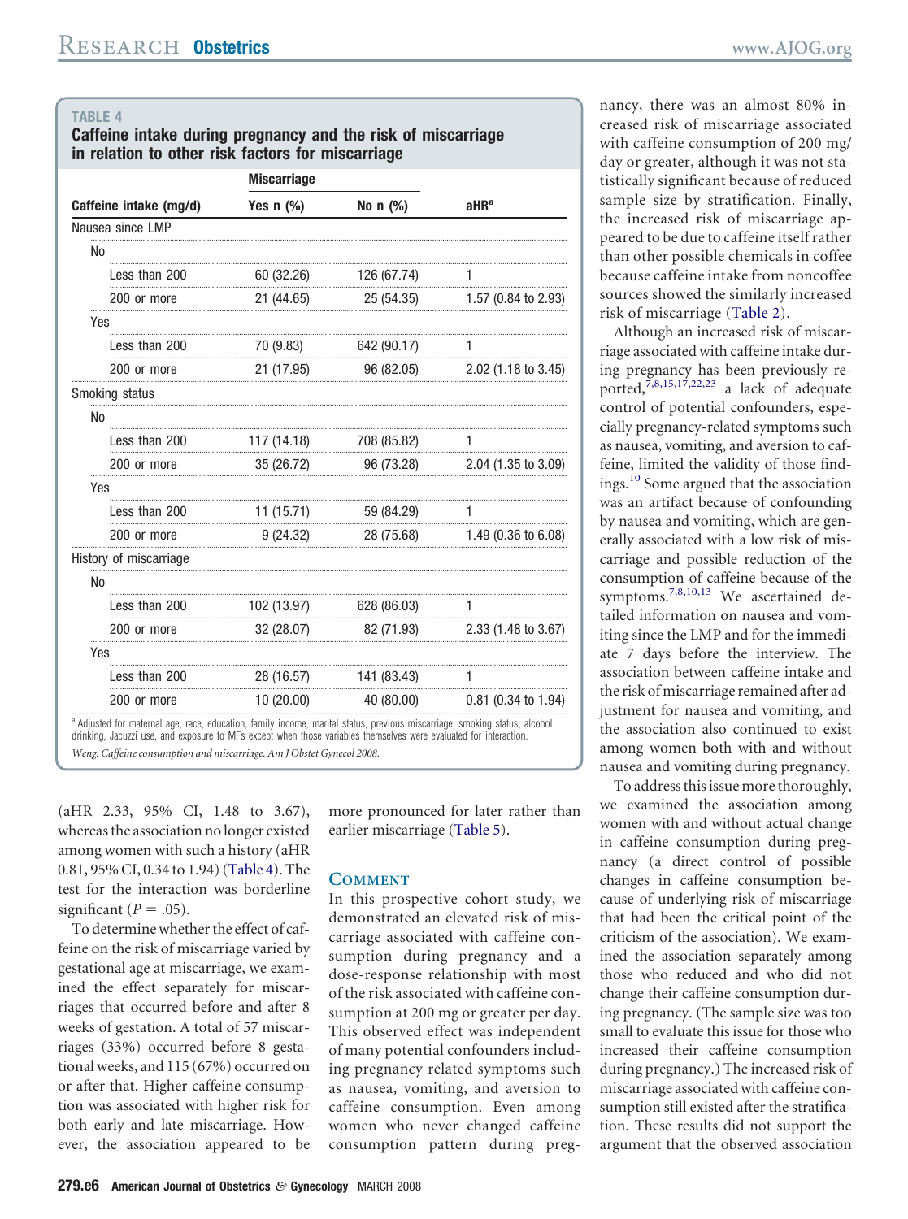**TABLE 4**

**Caffeine intake during pregnancy and the risk of miscarriage in relation to other risk factors for miscarriage**

| Caffeine intake (mg/d) | Miscarriage Yes n (%) | Miscarriage No n (%) | aHR[a] |
|---|---|---|---|
| Nausea since LMP | | | |
| No | | | |
| Less than 200 | 60 (32.26) | 126 (67.74) | 1 |
| 200 or more | 21 (44.65) | 25 (54.35) | 1.57 (0.84 to 2.93) |
| Yes | | | |
| Less than 200 | 70 (9.83) | 642 (90.17) | 1 |
| 200 or more | 21 (17.95) | 96 (82.05) | 2.02 (1.18 to 3.45) |
| Smoking status | | | |
| No | | | |
| Less than 200 | 117 (14.18) | 708 (85.82) | 1 |
| 200 or more | 35 (26.72) | 96 (73.28) | 2.04 (1.35 to 3.09) |
| Yes | | | |
| Less than 200 | 11 (15.71) | 59 (84.29) | 1 |
| 200 or more | 9 (24.32) | 28 (75.68) | 1.49 (0.36 to 6.08) |
| History of miscarriage | | | |
| No | | | |
| Less than 200 | 102 (13.97) | 628 (86.03) | 1 |
| 200 or more | 32 (28.07) | 82 (71.93) | 2.33 (1.48 to 3.67) |
| Yes | | | |
| Less than 200 | 28 (16.57) | 141 (83.43) | 1 |
| 200 or more | 10 (20.00) | 40 (80.00) | 0.81 (0.34 to 1.94) |

[a] Adjusted for maternal age, race, education, family income, marital status, previous miscarriage, smoking status, alcohol drinking, Jacuzzi use, and exposure to MFs except when those variables themselves were evaluated for interaction.

*Weng. Caffeine consumption and miscarriage. Am J Obstet Gynecol 2008.*

(aHR 2.33, 95% CI, 1.48 to 3.67), whereas the association no longer existed among women with such a history (aHR 0.81, 95% CI, 0.34 to 1.94) (Table 4). The test for the interaction was borderline significant ($P = .05$).

To determine whether the effect of caffeine on the risk of miscarriage varied by gestational age at miscarriage, we examined the effect separately for miscarriages that occurred before and after 8 weeks of gestation. A total of 57 miscarriages (33%) occurred before 8 gestational weeks, and 115 (67%) occurred on or after that. Higher caffeine consumption was associated with higher risk for both early and late miscarriage. However, the association appeared to be more pronounced for later rather than earlier miscarriage (Table 5).

## Comment

In this prospective cohort study, we demonstrated an elevated risk of miscarriage associated with caffeine consumption during pregnancy and a dose-response relationship with most of the risk associated with caffeine consumption at 200 mg or greater per day. This observed effect was independent of many potential confounders including pregnancy related symptoms such as nausea, vomiting, and aversion to caffeine consumption. Even among women who never changed caffeine consumption pattern during pregnancy, there was an almost 80% increased risk of miscarriage associated with caffeine consumption of 200 mg/day or greater, although it was not statistically significant because of reduced sample size by stratification. Finally, the increased risk of miscarriage appeared to be due to caffeine itself rather than other possible chemicals in coffee because caffeine intake from noncoffee sources showed the similarly increased risk of miscarriage (Table 2).

Although an increased risk of miscarriage associated with caffeine intake during pregnancy has been previously reported,[7,8,15,17,22,23] a lack of adequate control of potential confounders, especially pregnancy-related symptoms such as nausea, vomiting, and aversion to caffeine, limited the validity of those findings.[10] Some argued that the association was an artifact because of confounding by nausea and vomiting, which are generally associated with a low risk of miscarriage and possible reduction of the consumption of caffeine because of the symptoms.[7,8,10,13] We ascertained detailed information on nausea and vomiting since the LMP and for the immediate 7 days before the interview. The association between caffeine intake and the risk of miscarriage remained after adjustment for nausea and vomiting, and the association also continued to exist among women both with and without nausea and vomiting during pregnancy.

To address this issue more thoroughly, we examined the association among women with and without actual change in caffeine consumption during pregnancy (a direct control of possible changes in caffeine consumption because of underlying risk of miscarriage that had been the critical point of the criticism of the association). We examined the association separately among those who reduced and who did not change their caffeine consumption during pregnancy. (The sample size was too small to evaluate this issue for those who increased their caffeine consumption during pregnancy.) The increased risk of miscarriage associated with caffeine consumption still existed after the stratification. These results did not support the argument that the observed association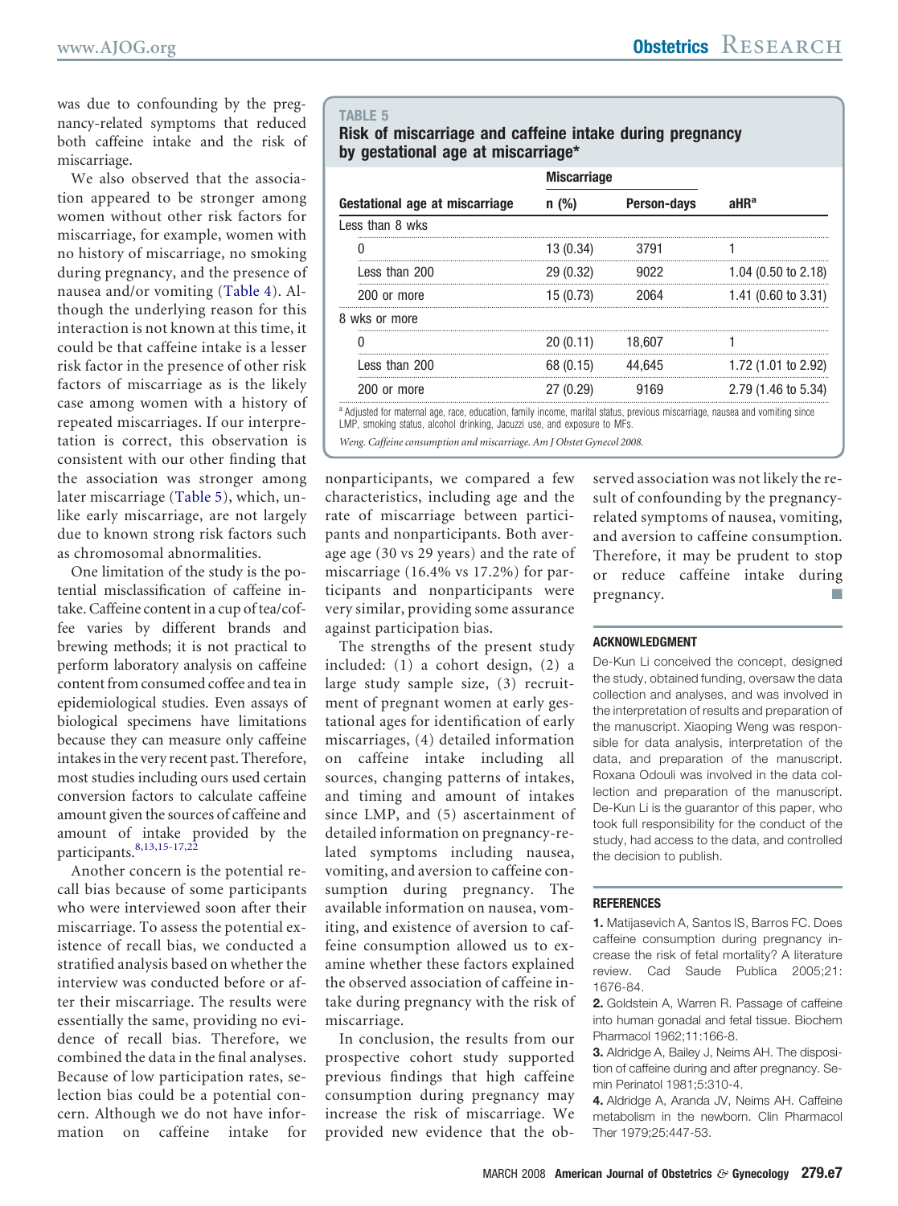was due to confounding by the pregnancy-related symptoms that reduced both caffeine intake and the risk of miscarriage.

We also observed that the association appeared to be stronger among women without other risk factors for miscarriage, for example, women with no history of miscarriage, no smoking during pregnancy, and the presence of nausea and/or vomiting (Table 4). Although the underlying reason for this interaction is not known at this time, it could be that caffeine intake is a lesser risk factor in the presence of other risk factors of miscarriage as is the likely case among women with a history of repeated miscarriages. If our interpretation is correct, this observation is consistent with our other finding that the association was stronger among later miscarriage (Table 5), which, unlike early miscarriage, are not largely due to known strong risk factors such as chromosomal abnormalities.

One limitation of the study is the potential misclassification of caffeine intake. Caffeine content in a cup of tea/coffee varies by different brands and brewing methods; it is not practical to perform laboratory analysis on caffeine content from consumed coffee and tea in epidemiological studies. Even assays of biological specimens have limitations because they can measure only caffeine intakes in the very recent past. Therefore, most studies including ours used certain conversion factors to calculate caffeine amount given the sources of caffeine and amount of intake provided by the participants.[8,13,15-17,22]

Another concern is the potential recall bias because of some participants who were interviewed soon after their miscarriage. To assess the potential existence of recall bias, we conducted a stratified analysis based on whether the interview was conducted before or after their miscarriage. The results were essentially the same, providing no evidence of recall bias. Therefore, we combined the data in the final analyses. Because of low participation rates, selection bias could be a potential concern. Although we do not have information on caffeine intake for nonparticipants, we compared a few characteristics, including age and the rate of miscarriage between participants and nonparticipants. Both average age (30 vs 29 years) and the rate of miscarriage (16.4% vs 17.2%) for participants and nonparticipants were very similar, providing some assurance against participation bias.

The strengths of the present study included: (1) a cohort design, (2) a large study sample size, (3) recruitment of pregnant women at early gestational ages for identification of early miscarriages, (4) detailed information on caffeine intake including all sources, changing patterns of intakes, and timing and amount of intakes since LMP, and (5) ascertainment of detailed information on pregnancy-related symptoms including nausea, vomiting, and aversion to caffeine consumption during pregnancy. The available information on nausea, vomiting, and existence of aversion to caffeine consumption allowed us to examine whether these factors explained the observed association of caffeine intake during pregnancy with the risk of miscarriage.

In conclusion, the results from our prospective cohort study supported previous findings that high caffeine consumption during pregnancy may increase the risk of miscarriage. We provided new evidence that the observed association was not likely the result of confounding by the pregnancy-related symptoms of nausea, vomiting, and aversion to caffeine consumption. Therefore, it may be prudent to stop or reduce caffeine intake during pregnancy. ■

**TABLE 5**
**Risk of miscarriage and caffeine intake during pregnancy by gestational age at miscarriage***

| Gestational age at miscarriage | Miscarriage n (%) | Person-days | aHR[a] |
|---|---|---|---|
| Less than 8 wks | | | |
| 0 | 13 (0.34) | 3791 | 1 |
| Less than 200 | 29 (0.32) | 9022 | 1.04 (0.50 to 2.18) |
| 200 or more | 15 (0.73) | 2064 | 1.41 (0.60 to 3.31) |
| 8 wks or more | | | |
| 0 | 20 (0.11) | 18,607 | 1 |
| Less than 200 | 68 (0.15) | 44,645 | 1.72 (1.01 to 2.92) |
| 200 or more | 27 (0.29) | 9169 | 2.79 (1.46 to 5.34) |

[a] Adjusted for maternal age, race, education, family income, marital status, previous miscarriage, nausea and vomiting since LMP, smoking status, alcohol drinking, Jacuzzi use, and exposure to MFs.

*Weng. Caffeine consumption and miscarriage. Am J Obstet Gynecol 2008.*

## ACKNOWLEDGMENT

De-Kun Li conceived the concept, designed the study, obtained funding, oversaw the data collection and analyses, and was involved in the interpretation of results and preparation of the manuscript. Xiaoping Weng was responsible for data analysis, interpretation of the data, and preparation of the manuscript. Roxana Odouli was involved in the data collection and preparation of the manuscript. De-Kun Li is the guarantor of this paper, who took full responsibility for the conduct of the study, had access to the data, and controlled the decision to publish.

## REFERENCES

1. Matijasevich A, Santos IS, Barros FC. Does caffeine consumption during pregnancy increase the risk of fetal mortality? A literature review. Cad Saude Publica 2005;21:1676-84.
2. Goldstein A, Warren R. Passage of caffeine into human gonadal and fetal tissue. Biochem Pharmacol 1962;11:166-8.
3. Aldridge A, Bailey J, Neims AH. The disposition of caffeine during and after pregnancy. Semin Perinatol 1981;5:310-4.
4. Aldridge A, Aranda JV, Neims AH. Caffeine metabolism in the newborn. Clin Pharmacol Ther 1979;25:447-53.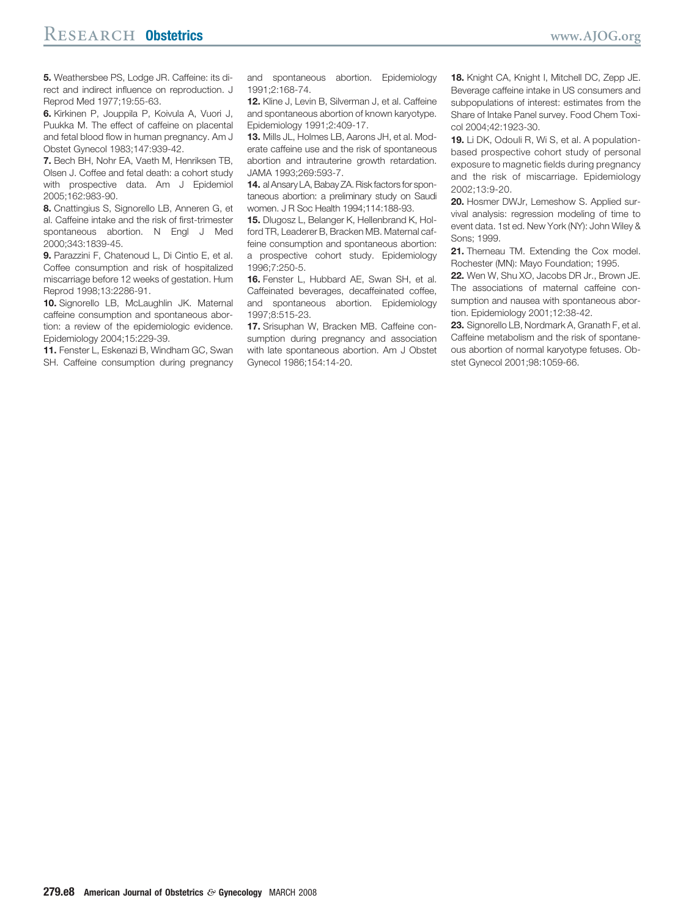**5.** Weathersbee PS, Lodge JR. Caffeine: its direct and indirect influence on reproduction. J Reprod Med 1977;19:55-63.

**6.** Kirkinen P, Jouppila P, Koivula A, Vuori J, Puukka M. The effect of caffeine on placental and fetal blood flow in human pregnancy. Am J Obstet Gynecol 1983;147:939-42.

**7.** Bech BH, Nohr EA, Vaeth M, Henriksen TB, Olsen J. Coffee and fetal death: a cohort study with prospective data. Am J Epidemiol 2005;162:983-90.

**8.** Cnattingius S, Signorello LB, Anneren G, et al. Caffeine intake and the risk of first-trimester spontaneous abortion. N Engl J Med 2000;343:1839-45.

**9.** Parazzini F, Chatenoud L, Di Cintio E, et al. Coffee consumption and risk of hospitalized miscarriage before 12 weeks of gestation. Hum Reprod 1998;13:2286-91.

**10.** Signorello LB, McLaughlin JK. Maternal caffeine consumption and spontaneous abortion: a review of the epidemiologic evidence. Epidemiology 2004;15:229-39.

**11.** Fenster L, Eskenazi B, Windham GC, Swan SH. Caffeine consumption during pregnancy and spontaneous abortion. Epidemiology 1991;2:168-74.

**12.** Kline J, Levin B, Silverman J, et al. Caffeine and spontaneous abortion of known karyotype. Epidemiology 1991;2:409-17.

**13.** Mills JL, Holmes LB, Aarons JH, et al. Moderate caffeine use and the risk of spontaneous abortion and intrauterine growth retardation. JAMA 1993;269:593-7.

**14.** al Ansary LA, Babay ZA. Risk factors for spontaneous abortion: a preliminary study on Saudi women. J R Soc Health 1994;114:188-93.

**15.** Dlugosz L, Belanger K, Hellenbrand K, Holford TR, Leaderer B, Bracken MB. Maternal caffeine consumption and spontaneous abortion: a prospective cohort study. Epidemiology 1996;7:250-5.

**16.** Fenster L, Hubbard AE, Swan SH, et al. Caffeinated beverages, decaffeinated coffee, and spontaneous abortion. Epidemiology 1997;8:515-23.

**17.** Srisuphan W, Bracken MB. Caffeine consumption during pregnancy and association with late spontaneous abortion. Am J Obstet Gynecol 1986;154:14-20.

**18.** Knight CA, Knight I, Mitchell DC, Zepp JE. Beverage caffeine intake in US consumers and subpopulations of interest: estimates from the Share of Intake Panel survey. Food Chem Toxicol 2004;42:1923-30.

**19.** Li DK, Odouli R, Wi S, et al. A population-based prospective cohort study of personal exposure to magnetic fields during pregnancy and the risk of miscarriage. Epidemiology 2002;13:9-20.

**20.** Hosmer DWJr, Lemeshow S. Applied survival analysis: regression modeling of time to event data. 1st ed. New York (NY): John Wiley & Sons; 1999.

**21.** Therneau TM. Extending the Cox model. Rochester (MN): Mayo Foundation; 1995.

**22.** Wen W, Shu XO, Jacobs DR Jr., Brown JE. The associations of maternal caffeine consumption and nausea with spontaneous abortion. Epidemiology 2001;12:38-42.

**23.** Signorello LB, Nordmark A, Granath F, et al. Caffeine metabolism and the risk of spontaneous abortion of normal karyotype fetuses. Obstet Gynecol 2001;98:1059-66.